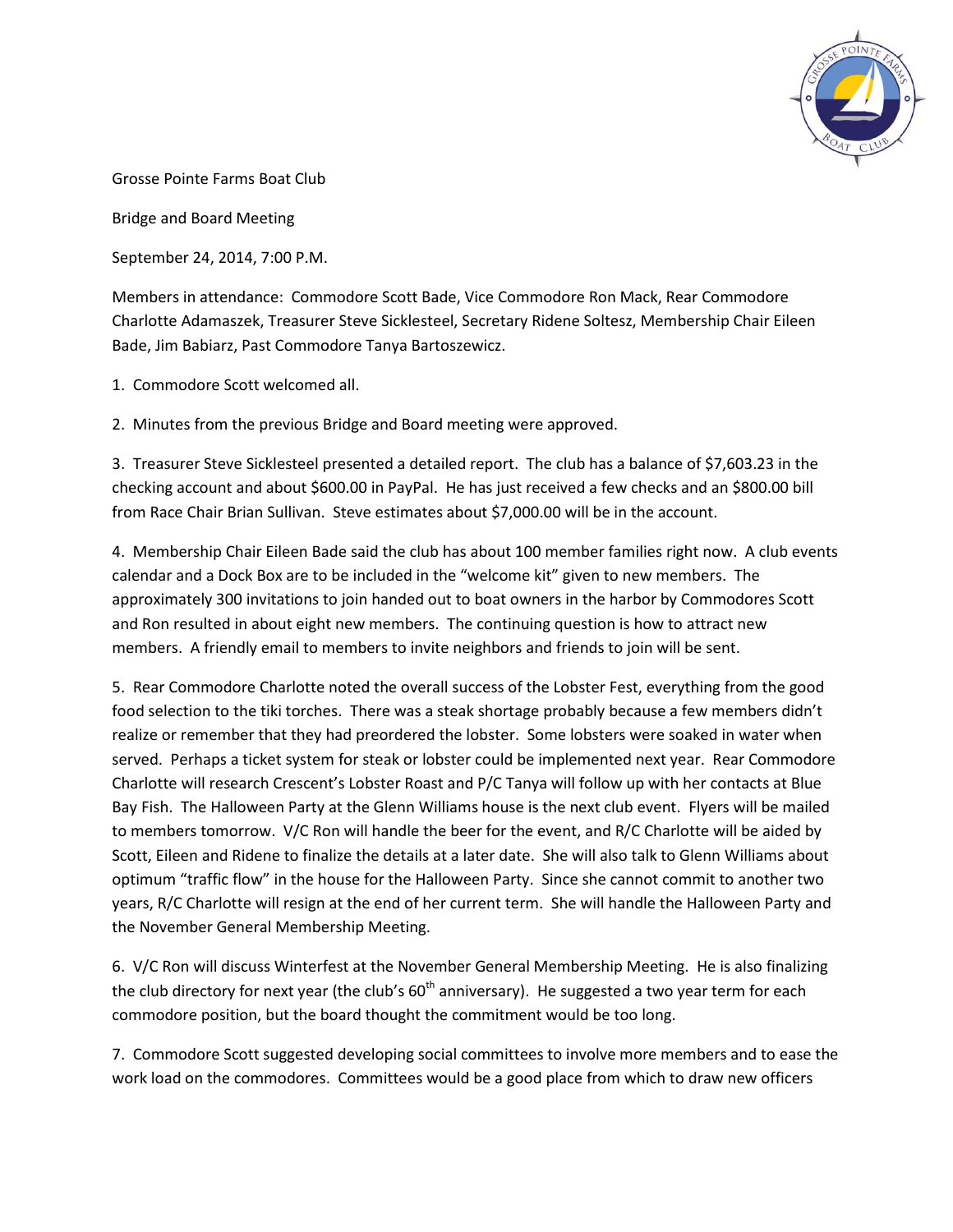Grosse Pointe Farms Boat Club

Bridge and Board Meeting

September 24, 2014, 7:00 P.M.

Members in attendance: Commodore Scott Bade, Vice Commodore Ron Mack, Rear Commodore Charlotte Adamaszek, Treasurer Steve Sicklesteel, Secretary Ridene Soltesz, Membership Chair Eileen Bade, Jim Babiarz, Past Commodore Tanya Bartoszewicz.

1. Commodore Scott welcomed all.

2. Minutes from the previous Bridge and Board meeting were approved.

3. Treasurer Steve Sicklesteel presented a detailed report. The club has a balance of $7,603.23 in the checking account and about $600.00 in PayPal. He has just received a few checks and an $800.00 bill from Race Chair Brian Sullivan. Steve estimates about $7,000.00 will be in the account.

4. Membership Chair Eileen Bade said the club has about 100 member families right now. A club events calendar and a Dock Box are to be included in the "welcome kit" given to new members. The approximately 300 invitations to join handed out to boat owners in the harbor by Commodores Scott and Ron resulted in about eight new members. The continuing question is how to attract new members. A friendly email to members to invite neighbors and friends to join will be sent.

5. Rear Commodore Charlotte noted the overall success of the Lobster Fest, everything from the good food selection to the tiki torches. There was a steak shortage probably because a few members didn't realize or remember that they had preordered the lobster. Some lobsters were soaked in water when served. Perhaps a ticket system for steak or lobster could be implemented next year. Rear Commodore Charlotte will research Crescent's Lobster Roast and P/C Tanya will follow up with her contacts at Blue Bay Fish. The Halloween Party at the Glenn Williams house is the next club event. Flyers will be mailed to members tomorrow. V/C Ron will handle the beer for the event, and R/C Charlotte will be aided by Scott, Eileen and Ridene to finalize the details at a later date. She will also talk to Glenn Williams about optimum "traffic flow" in the house for the Halloween Party. Since she cannot commit to another two years, R/C Charlotte will resign at the end of her current term. She will handle the Halloween Party and the November General Membership Meeting.

6. V/C Ron will discuss Winterfest at the November General Membership Meeting. He is also finalizing the club directory for next year (the club's 60th anniversary). He suggested a two year term for each commodore position, but the board thought the commitment would be too long.

7. Commodore Scott suggested developing social committees to involve more members and to ease the work load on the commodores. Committees would be a good place from which to draw new officers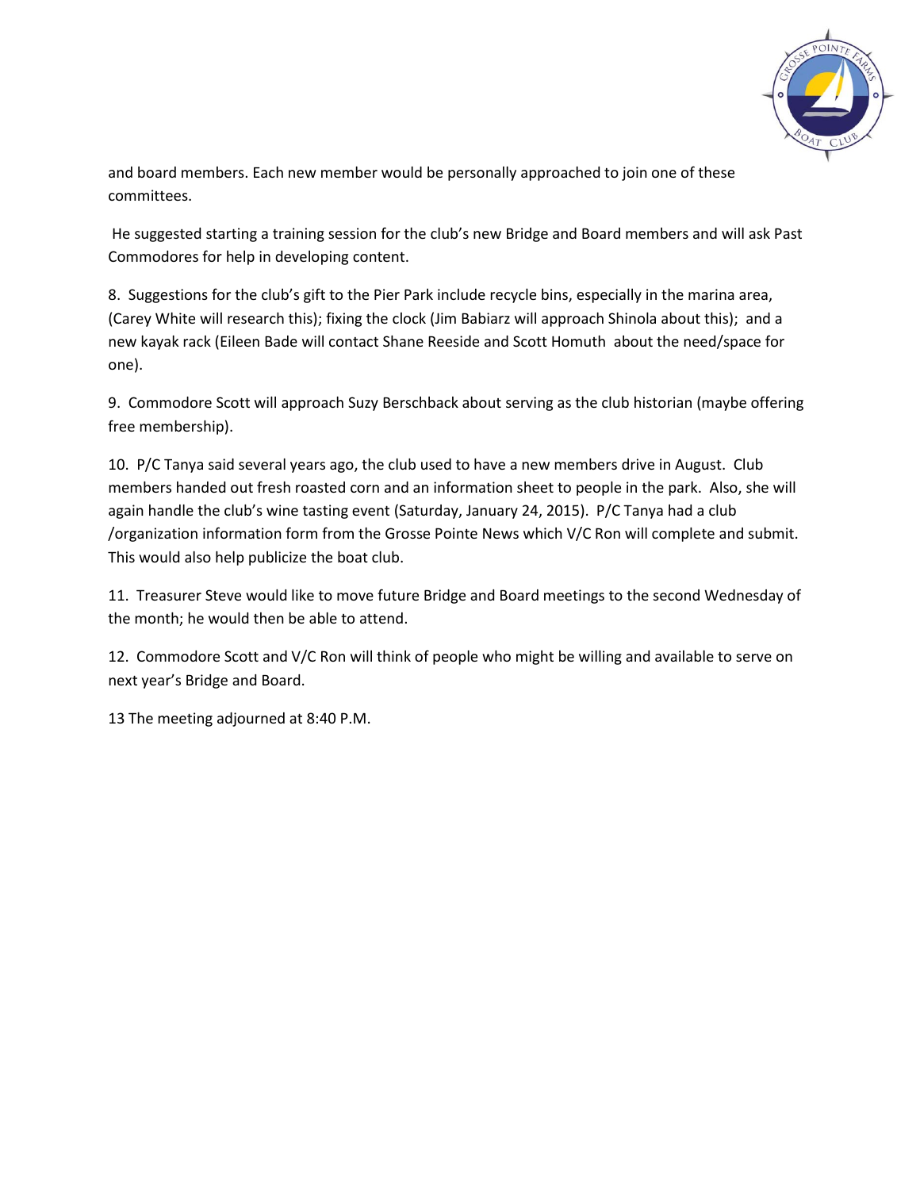and board members. Each new member would be personally approached to join one of these committees.

He suggested starting a training session for the club's new Bridge and Board members and will ask Past Commodores for help in developing content.

8. Suggestions for the club's gift to the Pier Park include recycle bins, especially in the marina area, (Carey White will research this); fixing the clock (Jim Babiarz will approach Shinola about this); and a new kayak rack (Eileen Bade will contact Shane Reeside and Scott Homuth about the need/space for one).

9. Commodore Scott will approach Suzy Berschback about serving as the club historian (maybe offering free membership).

10. P/C Tanya said several years ago, the club used to have a new members drive in August. Club members handed out fresh roasted corn and an information sheet to people in the park. Also, she will again handle the club's wine tasting event (Saturday, January 24, 2015). P/C Tanya had a club /organization information form from the Grosse Pointe News which V/C Ron will complete and submit. This would also help publicize the boat club.

11. Treasurer Steve would like to move future Bridge and Board meetings to the second Wednesday of the month; he would then be able to attend.

12. Commodore Scott and V/C Ron will think of people who might be willing and available to serve on next year's Bridge and Board.

13 The meeting adjourned at 8:40 P.M.